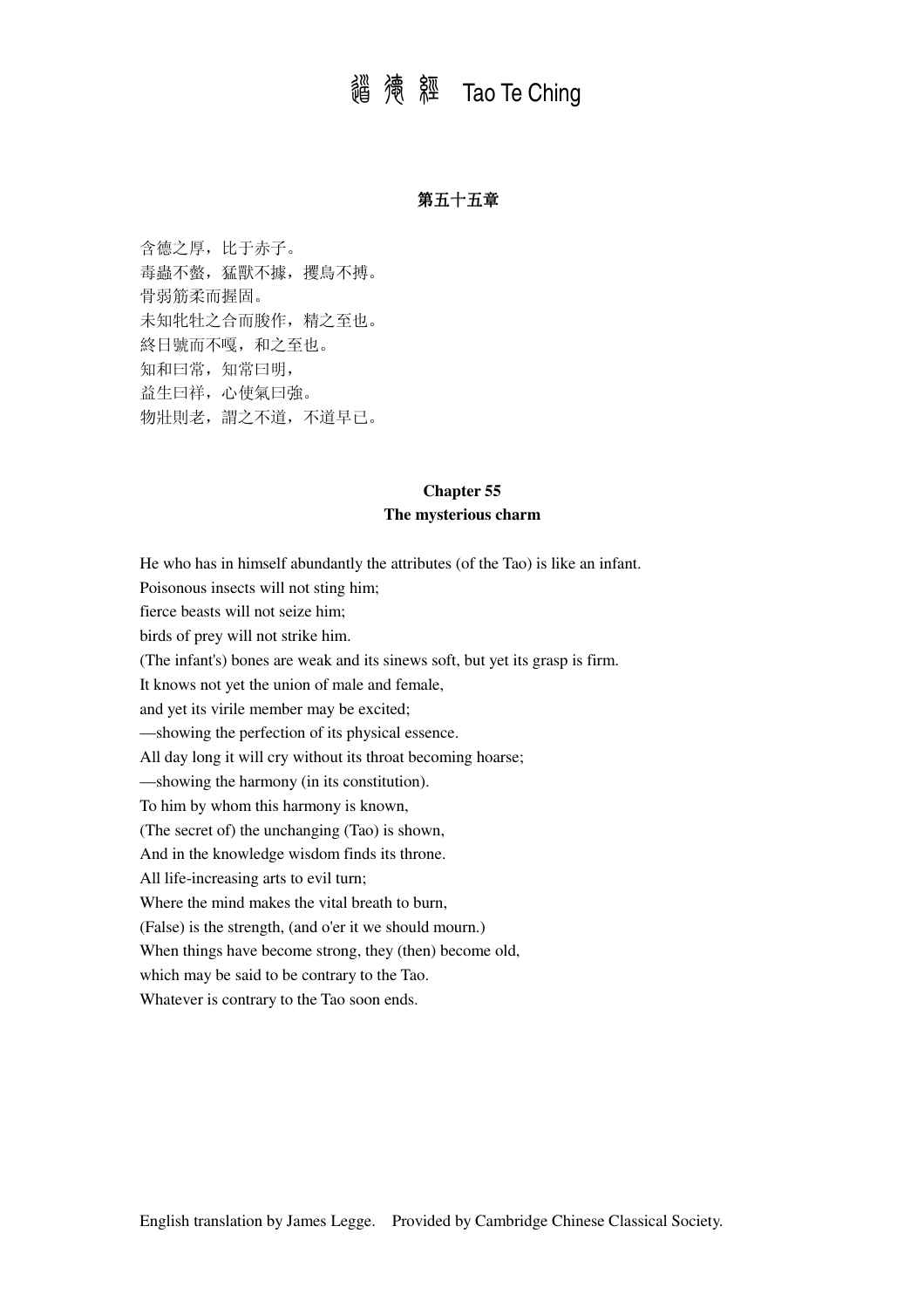# 道德經 Tao Te Ching

### 第五十五章

含德之厚，比于赤子。
毒蟲不螫，猛獸不據，攫鳥不搏。
骨弱筋柔而握固。
未知牝牡之合而朘作，精之至也。
終日號而不嗄，和之至也。
知和曰常，知常曰明，
益生曰祥，心使氣曰強。
物壯則老，謂之不道，不道早已。

### Chapter 55
### The mysterious charm

He who has in himself abundantly the attributes (of the Tao) is like an infant.
Poisonous insects will not sting him;
fierce beasts will not seize him;
birds of prey will not strike him.
(The infant's) bones are weak and its sinews soft, but yet its grasp is firm.
It knows not yet the union of male and female,
and yet its virile member may be excited;
—showing the perfection of its physical essence.
All day long it will cry without its throat becoming hoarse;
—showing the harmony (in its constitution).
To him by whom this harmony is known,
(The secret of) the unchanging (Tao) is shown,
And in the knowledge wisdom finds its throne.
All life-increasing arts to evil turn;
Where the mind makes the vital breath to burn,
(False) is the strength, (and o'er it we should mourn.)
When things have become strong, they (then) become old,
which may be said to be contrary to the Tao.
Whatever is contrary to the Tao soon ends.

English translation by James Legge. Provided by Cambridge Chinese Classical Society.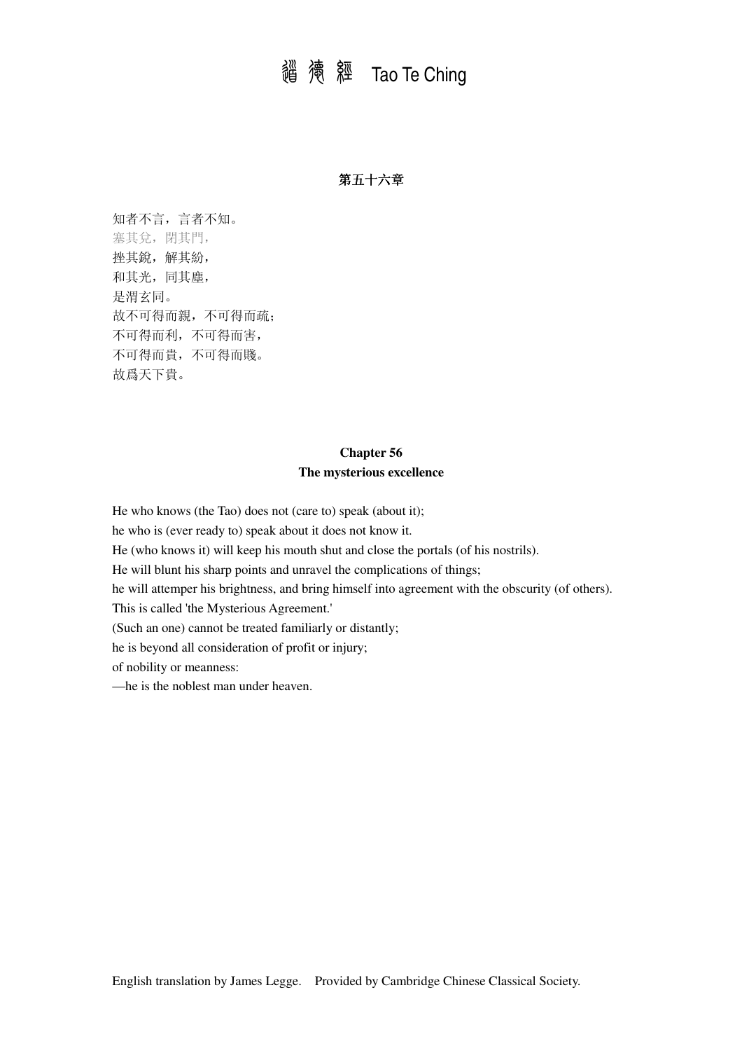### 第五十六章

知者不言，言者不知。
塞其兌，閉其門，
挫其銳，解其紛，
和其光，同其塵，
是渭玄同。
故不可得而親，不可得而疏；
不可得而利，不可得而害，
不可得而貴，不可得而賤。
故爲天下貴。

### Chapter 56
### The mysterious excellence

He who knows (the Tao) does not (care to) speak (about it);
he who is (ever ready to) speak about it does not know it.
He (who knows it) will keep his mouth shut and close the portals (of his nostrils).
He will blunt his sharp points and unravel the complications of things;
he will attemper his brightness, and bring himself into agreement with the obscurity (of others).
This is called 'the Mysterious Agreement.'
(Such an one) cannot be treated familiarly or distantly;
he is beyond all consideration of profit or injury;
of nobility or meanness:
—he is the noblest man under heaven.

English translation by James Legge. Provided by Cambridge Chinese Classical Society.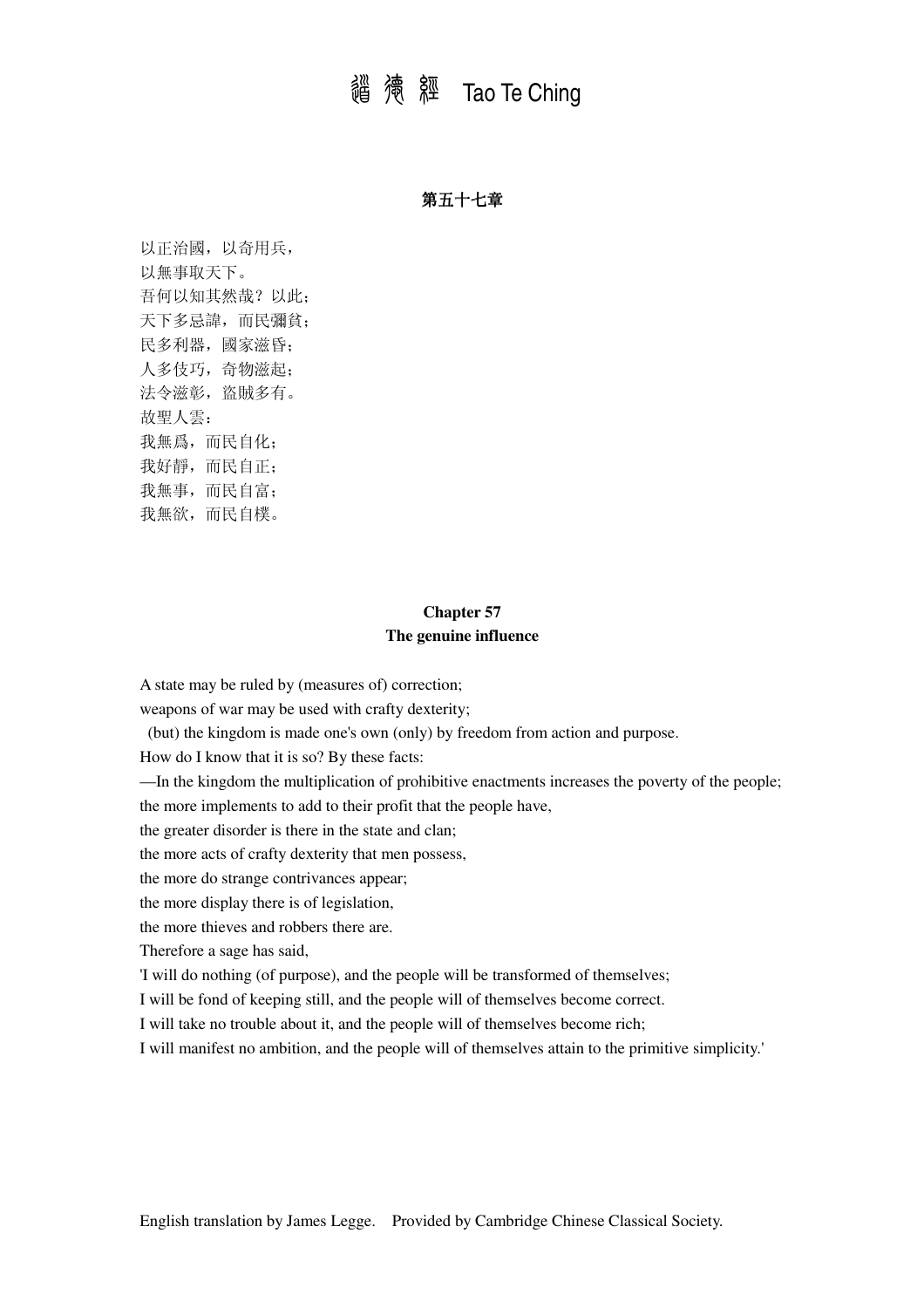**第五十七章**

以正治國，以奇用兵，
以無事取天下。
吾何以知其然哉？以此；
天下多忌諱，而民彌貧；
民多利器，國家滋昏；
人多伎巧，奇物滋起；
法令滋彰，盜賊多有。
故聖人雲：
我無爲，而民自化；
我好靜，而民自正；
我無事，而民自富；
我無欲，而民自樸。

**Chapter 57**
**The genuine influence**

A state may be ruled by (measures of) correction;
weapons of war may be used with crafty dexterity;
(but) the kingdom is made one's own (only) by freedom from action and purpose.
How do I know that it is so? By these facts:
—In the kingdom the multiplication of prohibitive enactments increases the poverty of the people;
the more implements to add to their profit that the people have,
the greater disorder is there in the state and clan;
the more acts of crafty dexterity that men possess,
the more do strange contrivances appear;
the more display there is of legislation,
the more thieves and robbers there are.
Therefore a sage has said,
'I will do nothing (of purpose), and the people will be transformed of themselves;
I will be fond of keeping still, and the people will of themselves become correct.
I will take no trouble about it, and the people will of themselves become rich;
I will manifest no ambition, and the people will of themselves attain to the primitive simplicity.'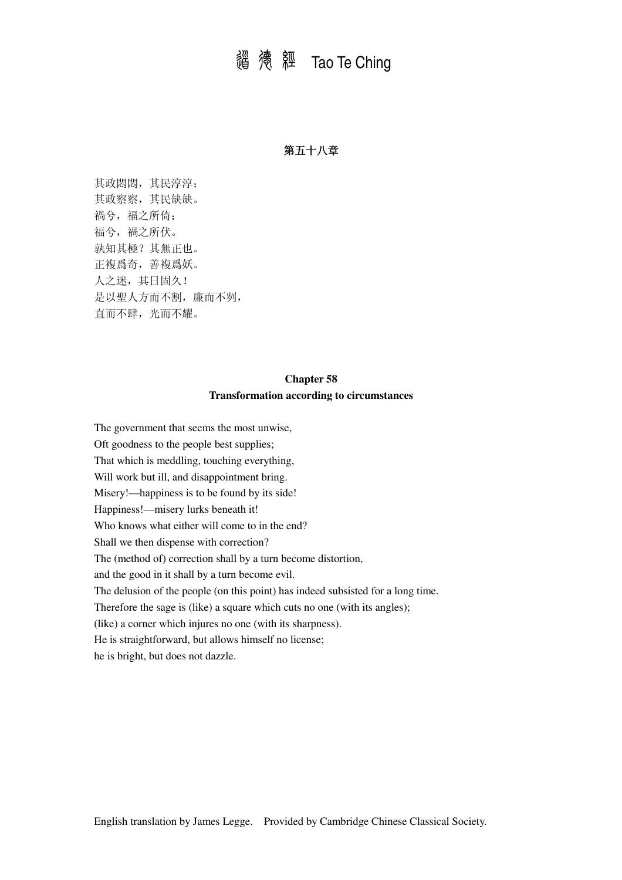## 第五十八章

其政悶悶，其民淳淳；
其政察察，其民缺缺。
禍兮，福之所倚；
福兮，禍之所伏。
孰知其極？其無正也。
正複爲奇，善複爲妖。
人之迷，其日固久！
是以聖人方而不割，廉而不刿，
直而不肆，光而不耀。

## Chapter 58
### Transformation according to circumstances

The government that seems the most unwise,
Oft goodness to the people best supplies;
That which is meddling, touching everything,
Will work but ill, and disappointment bring.
Misery!—happiness is to be found by its side!
Happiness!—misery lurks beneath it!
Who knows what either will come to in the end?
Shall we then dispense with correction?
The (method of) correction shall by a turn become distortion,
and the good in it shall by a turn become evil.
The delusion of the people (on this point) has indeed subsisted for a long time.
Therefore the sage is (like) a square which cuts no one (with its angles);
(like) a corner which injures no one (with its sharpness).
He is straightforward, but allows himself no license;
he is bright, but does not dazzle.

English translation by James Legge. Provided by Cambridge Chinese Classical Society.